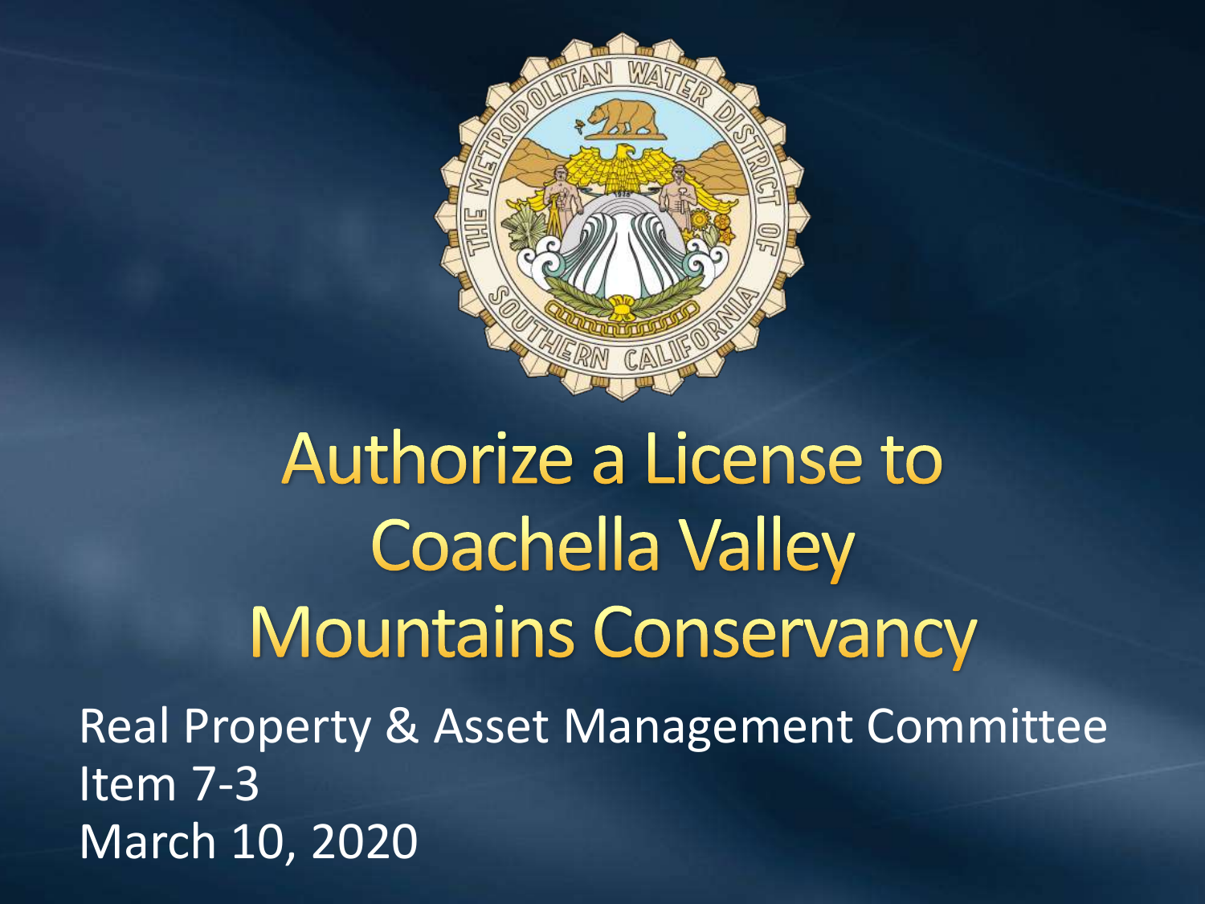# Authorize a License to Coachella Valley Mountains Conservancy

Real Property & Asset Management Committee
Item 7-3
March 10, 2020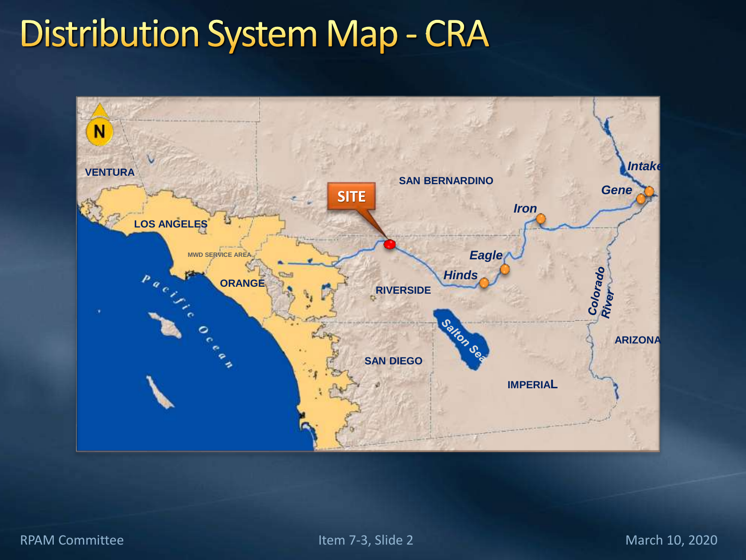# Distribution System Map - CRA

N

VENTURA

LOS ANGELES

MWD SERVICE AREA

ORANGE

Pacific Ocean

SITE

SAN BERNARDINO

RIVERSIDE

SAN DIEGO

Salton Sea

IMPERIAL

Hinds

Eagle

Iron

Gene

Intake

Colorado River

ARIZONA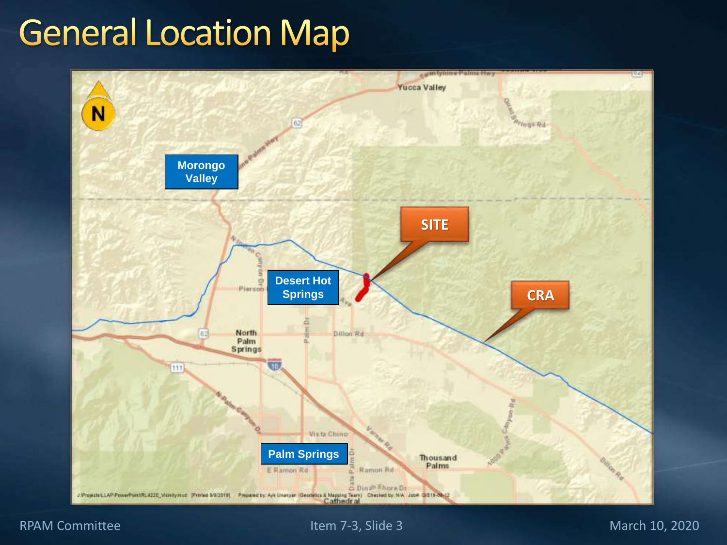# General Location Map

N

Morongo Valley

SITE

Desert Hot Springs

CRA

Palm Springs

Yucca Valley

North Palm Springs

Thousand Palms

Cathedral

Pierson

Dillon Rd

Vista Chino

E Ramon Rd

Ramon Rd

Dinah Shore Dr

J:\Projects\LLAP\PowerPoint\RL4220_Vicinity.mxd [Printed 9/9/2019] Prepared by: Ayk Unanyan (Geodetics & Mapping Team) Checked by: N/A Job# GIS19-09-12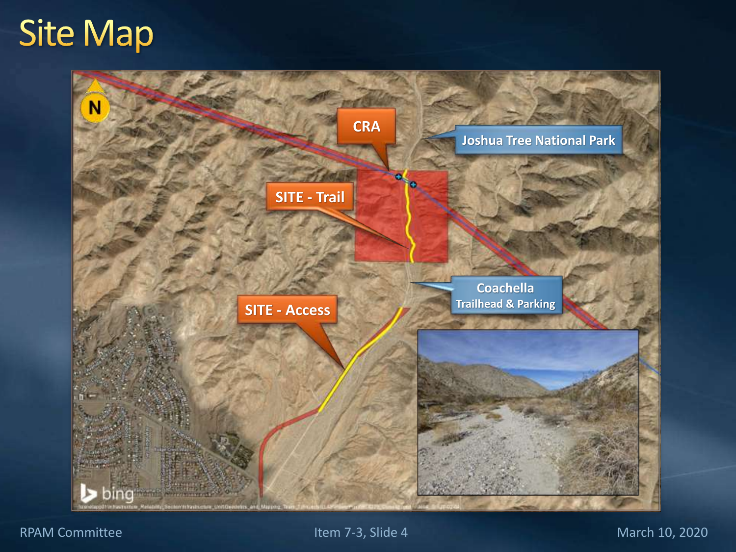# Site Map

N

CRA

Joshua Tree National Park

SITE - Trail

Coachella Trailhead & Parking

SITE - Access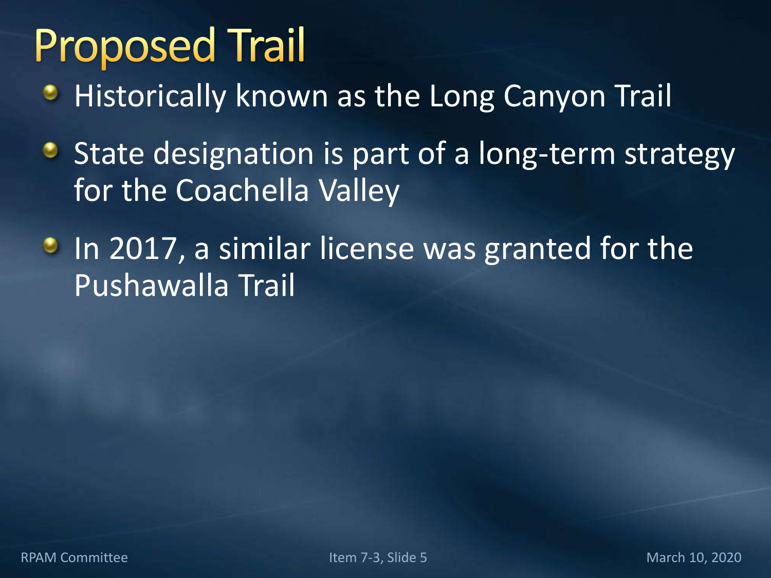# Proposed Trail

- Historically known as the Long Canyon Trail
- State designation is part of a long-term strategy for the Coachella Valley
- In 2017, a similar license was granted for the Pushawalla Trail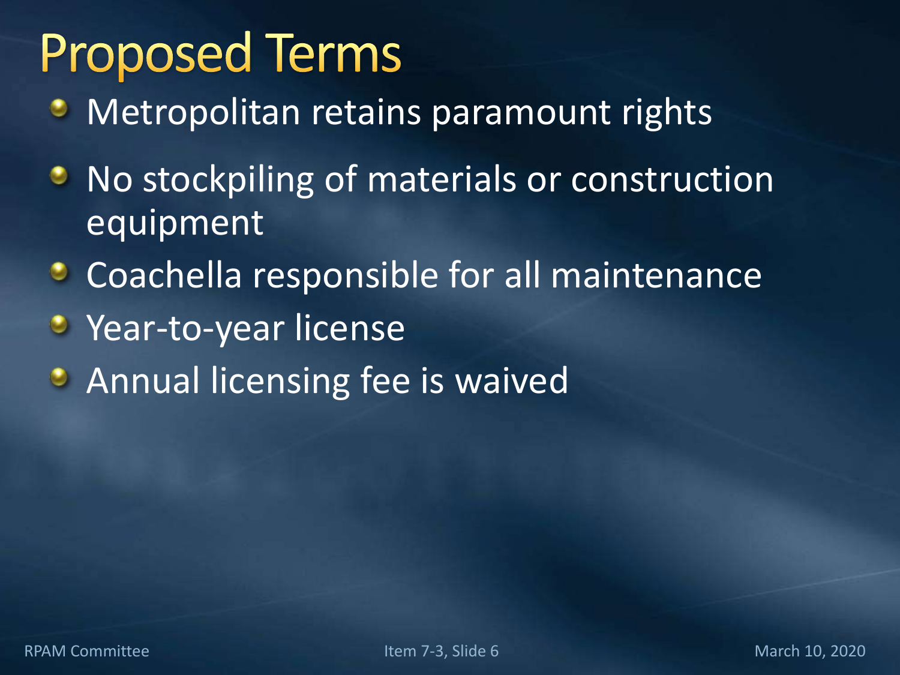# Proposed Terms

- Metropolitan retains paramount rights
- No stockpiling of materials or construction equipment
- Coachella responsible for all maintenance
- Year-to-year license
- Annual licensing fee is waived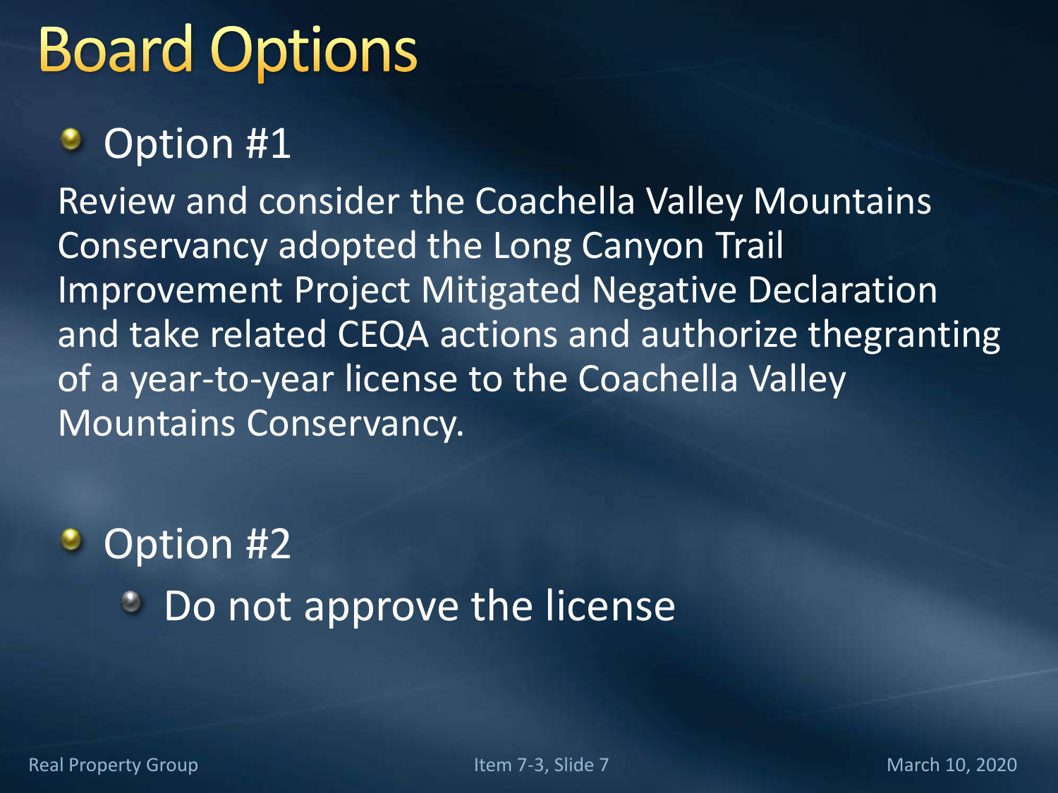# Board Options

- Option #1

Review and consider the Coachella Valley Mountains Conservancy adopted the Long Canyon Trail Improvement Project Mitigated Negative Declaration and take related CEQA actions and authorize thegranting of a year-to-year license to the Coachella Valley Mountains Conservancy.

- Option #2
  - Do not approve the license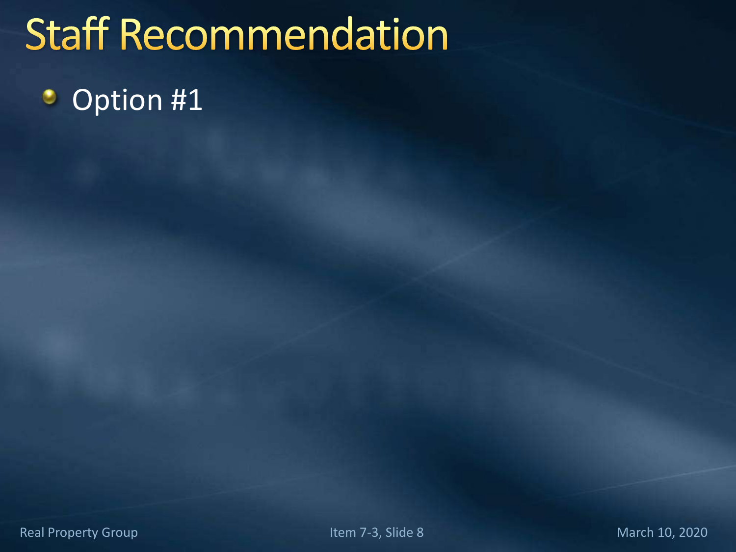# Staff Recommendation

- Option #1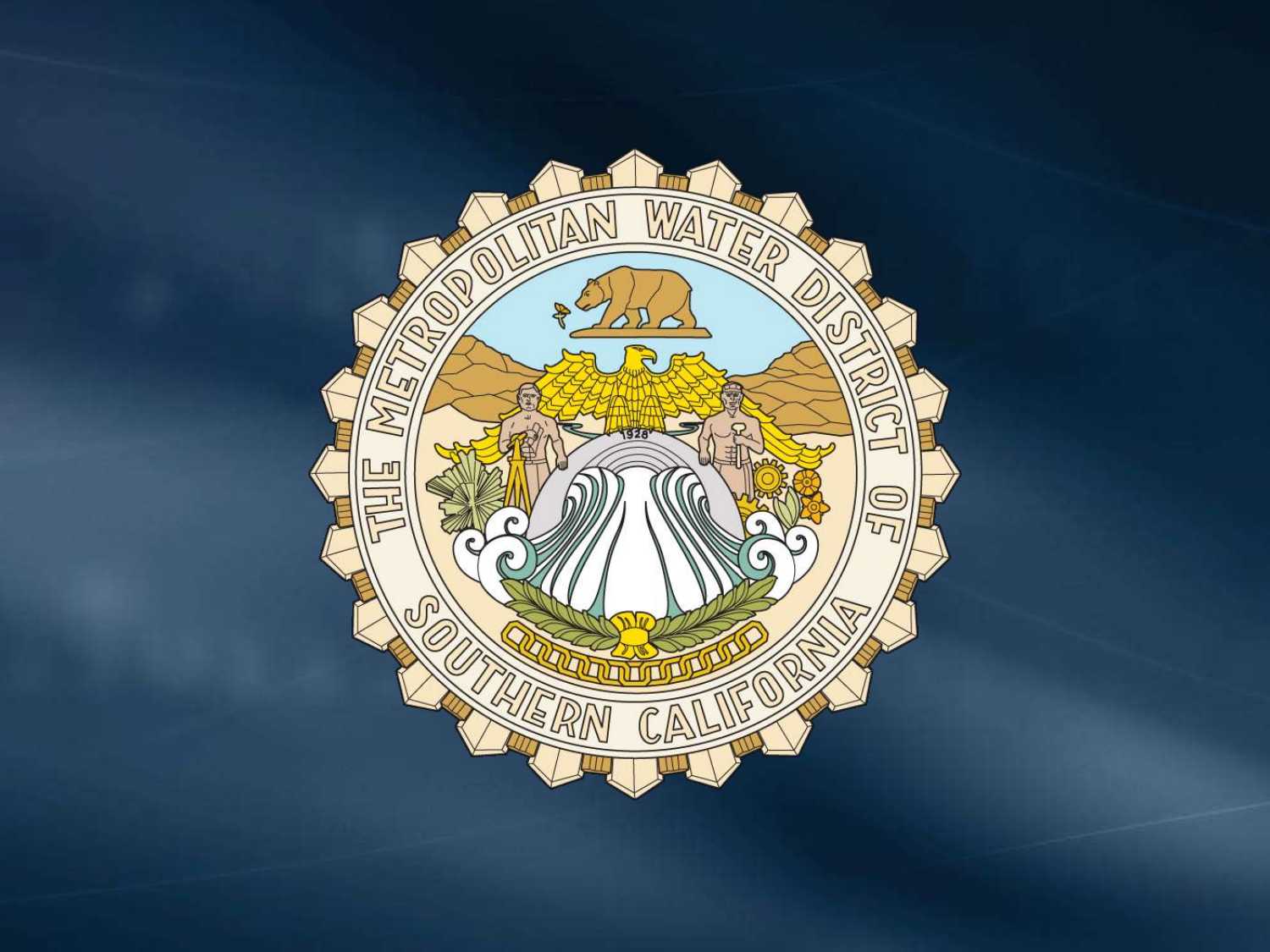THE METROPOLITAN WATER DISTRICT OF SOUTHERN CALIFORNIA

1928